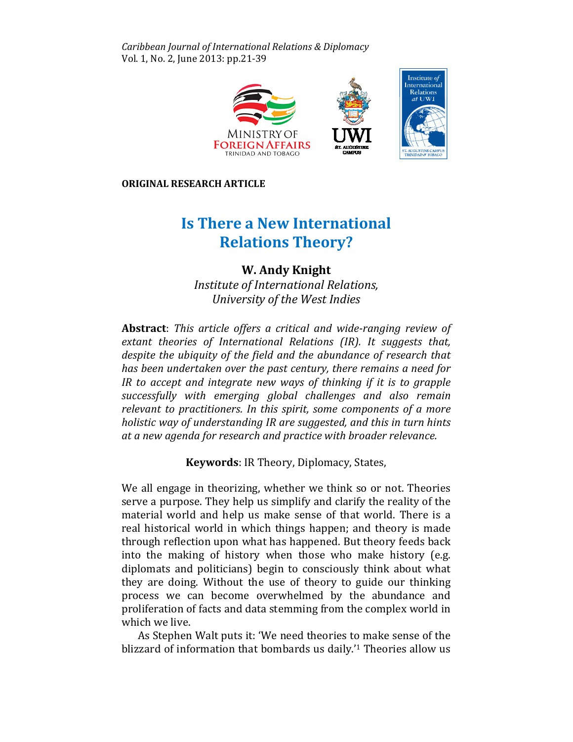ORIGINAL RESEARCH ARTICLE

# Is There a New International Relations Theory?

**W. Andy Knight**
*Institute of International Relations, University of the West Indies*

**Abstract**: *This article offers a critical and wide-ranging review of extant theories of International Relations (IR). It suggests that, despite the ubiquity of the field and the abundance of research that has been undertaken over the past century, there remains a need for IR to accept and integrate new ways of thinking if it is to grapple successfully with emerging global challenges and also remain relevant to practitioners. In this spirit, some components of a more holistic way of understanding IR are suggested, and this in turn hints at a new agenda for research and practice with broader relevance.*

**Keywords**: IR Theory, Diplomacy, States,

We all engage in theorizing, whether we think so or not. Theories serve a purpose. They help us simplify and clarify the reality of the material world and help us make sense of that world. There is a real historical world in which things happen; and theory is made through reflection upon what has happened. But theory feeds back into the making of history when those who make history (e.g. diplomats and politicians) begin to consciously think about what they are doing. Without the use of theory to guide our thinking process we can become overwhelmed by the abundance and proliferation of facts and data stemming from the complex world in which we live.

As Stephen Walt puts it: 'We need theories to make sense of the blizzard of information that bombards us daily.'[1] Theories allow us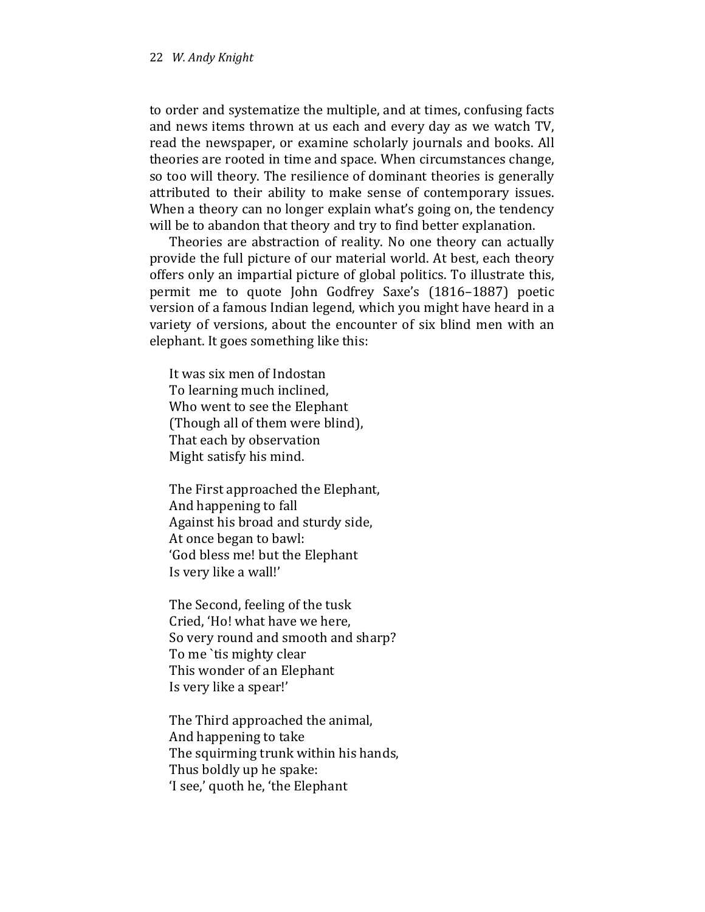to order and systematize the multiple, and at times, confusing facts and news items thrown at us each and every day as we watch TV, read the newspaper, or examine scholarly journals and books. All theories are rooted in time and space. When circumstances change, so too will theory. The resilience of dominant theories is generally attributed to their ability to make sense of contemporary issues. When a theory can no longer explain what's going on, the tendency will be to abandon that theory and try to find better explanation.

Theories are abstraction of reality. No one theory can actually provide the full picture of our material world. At best, each theory offers only an impartial picture of global politics. To illustrate this, permit me to quote John Godfrey Saxe's (1816–1887) poetic version of a famous Indian legend, which you might have heard in a variety of versions, about the encounter of six blind men with an elephant. It goes something like this:

> It was six men of Indostan  
> To learning much inclined,  
> Who went to see the Elephant  
> (Though all of them were blind),  
> That each by observation  
> Might satisfy his mind.
>
> The First approached the Elephant,  
> And happening to fall  
> Against his broad and sturdy side,  
> At once began to bawl:  
> 'God bless me! but the Elephant  
> Is very like a wall!'
>
> The Second, feeling of the tusk  
> Cried, 'Ho! what have we here,  
> So very round and smooth and sharp?  
> To me `tis mighty clear  
> This wonder of an Elephant  
> Is very like a spear!'
>
> The Third approached the animal,  
> And happening to take  
> The squirming trunk within his hands,  
> Thus boldly up he spake:  
> 'I see,' quoth he, 'the Elephant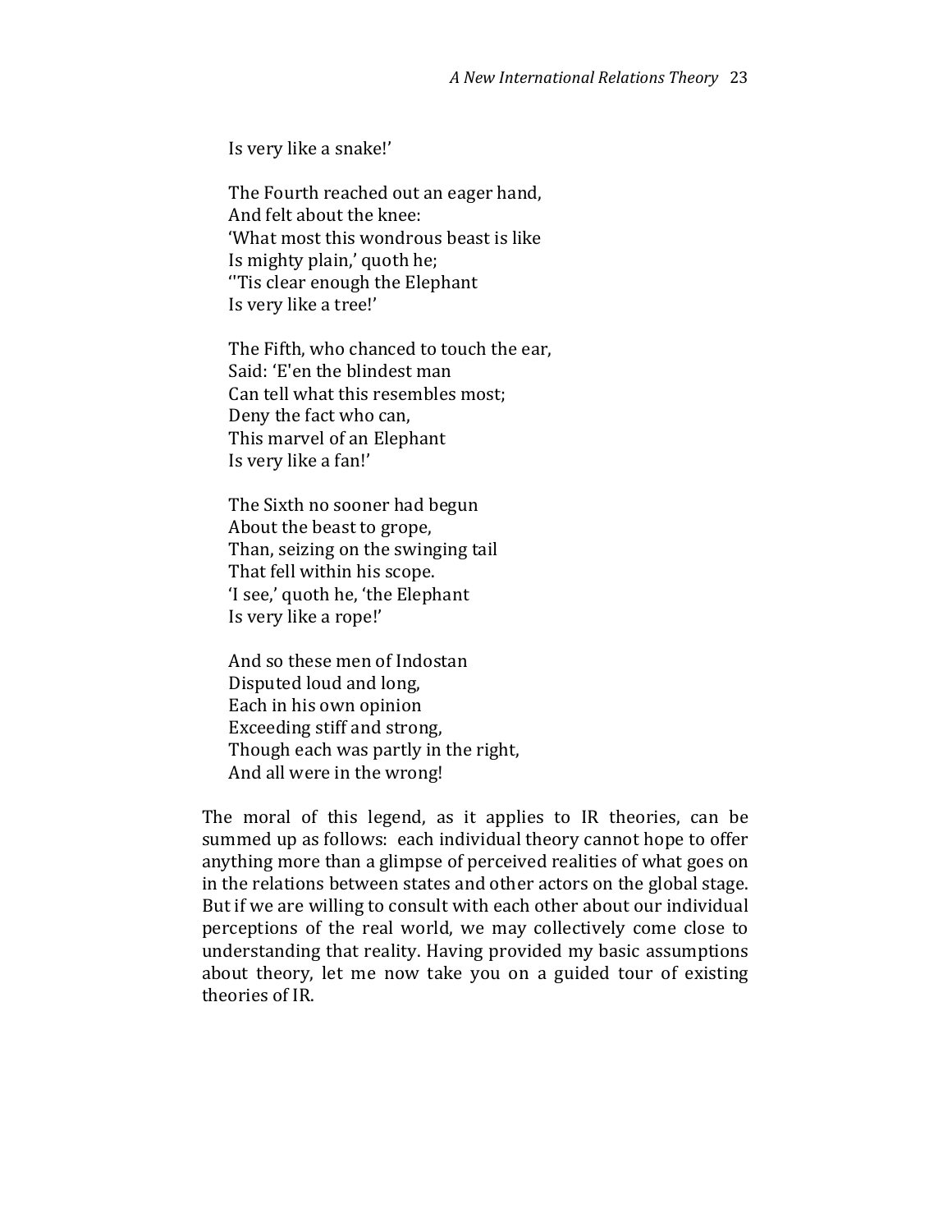Is very like a snake!'

The Fourth reached out an eager hand,  
And felt about the knee:  
'What most this wondrous beast is like  
Is mighty plain,' quoth he;  
''Tis clear enough the Elephant  
Is very like a tree!'

The Fifth, who chanced to touch the ear,  
Said: 'E'en the blindest man  
Can tell what this resembles most;  
Deny the fact who can,  
This marvel of an Elephant  
Is very like a fan!'

The Sixth no sooner had begun  
About the beast to grope,  
Than, seizing on the swinging tail  
That fell within his scope.  
'I see,' quoth he, 'the Elephant  
Is very like a rope!'

And so these men of Indostan  
Disputed loud and long,  
Each in his own opinion  
Exceeding stiff and strong,  
Though each was partly in the right,  
And all were in the wrong!

The moral of this legend, as it applies to IR theories, can be summed up as follows: each individual theory cannot hope to offer anything more than a glimpse of perceived realities of what goes on in the relations between states and other actors on the global stage. But if we are willing to consult with each other about our individual perceptions of the real world, we may collectively come close to understanding that reality. Having provided my basic assumptions about theory, let me now take you on a guided tour of existing theories of IR.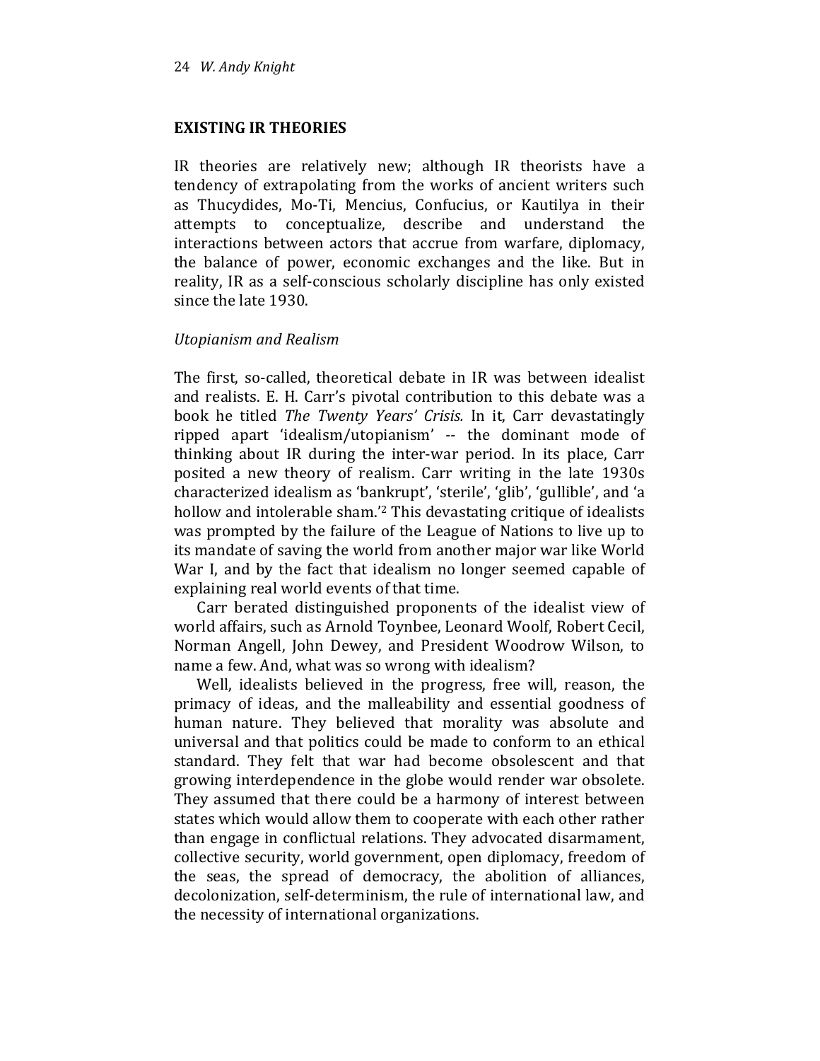## EXISTING IR THEORIES

IR theories are relatively new; although IR theorists have a tendency of extrapolating from the works of ancient writers such as Thucydides, Mo-Ti, Mencius, Confucius, or Kautilya in their attempts to conceptualize, describe and understand the interactions between actors that accrue from warfare, diplomacy, the balance of power, economic exchanges and the like. But in reality, IR as a self-conscious scholarly discipline has only existed since the late 1930.

### *Utopianism and Realism*

The first, so-called, theoretical debate in IR was between idealist and realists. E. H. Carr's pivotal contribution to this debate was a book he titled *The Twenty Years' Crisis.* In it, Carr devastatingly ripped apart 'idealism/utopianism' -- the dominant mode of thinking about IR during the inter-war period. In its place, Carr posited a new theory of realism. Carr writing in the late 1930s characterized idealism as 'bankrupt', 'sterile', 'glib', 'gullible', and 'a hollow and intolerable sham.'[2] This devastating critique of idealists was prompted by the failure of the League of Nations to live up to its mandate of saving the world from another major war like World War I, and by the fact that idealism no longer seemed capable of explaining real world events of that time.

Carr berated distinguished proponents of the idealist view of world affairs, such as Arnold Toynbee, Leonard Woolf, Robert Cecil, Norman Angell, John Dewey, and President Woodrow Wilson, to name a few. And, what was so wrong with idealism?

Well, idealists believed in the progress, free will, reason, the primacy of ideas, and the malleability and essential goodness of human nature. They believed that morality was absolute and universal and that politics could be made to conform to an ethical standard. They felt that war had become obsolescent and that growing interdependence in the globe would render war obsolete. They assumed that there could be a harmony of interest between states which would allow them to cooperate with each other rather than engage in conflictual relations. They advocated disarmament, collective security, world government, open diplomacy, freedom of the seas, the spread of democracy, the abolition of alliances, decolonization, self-determinism, the rule of international law, and the necessity of international organizations.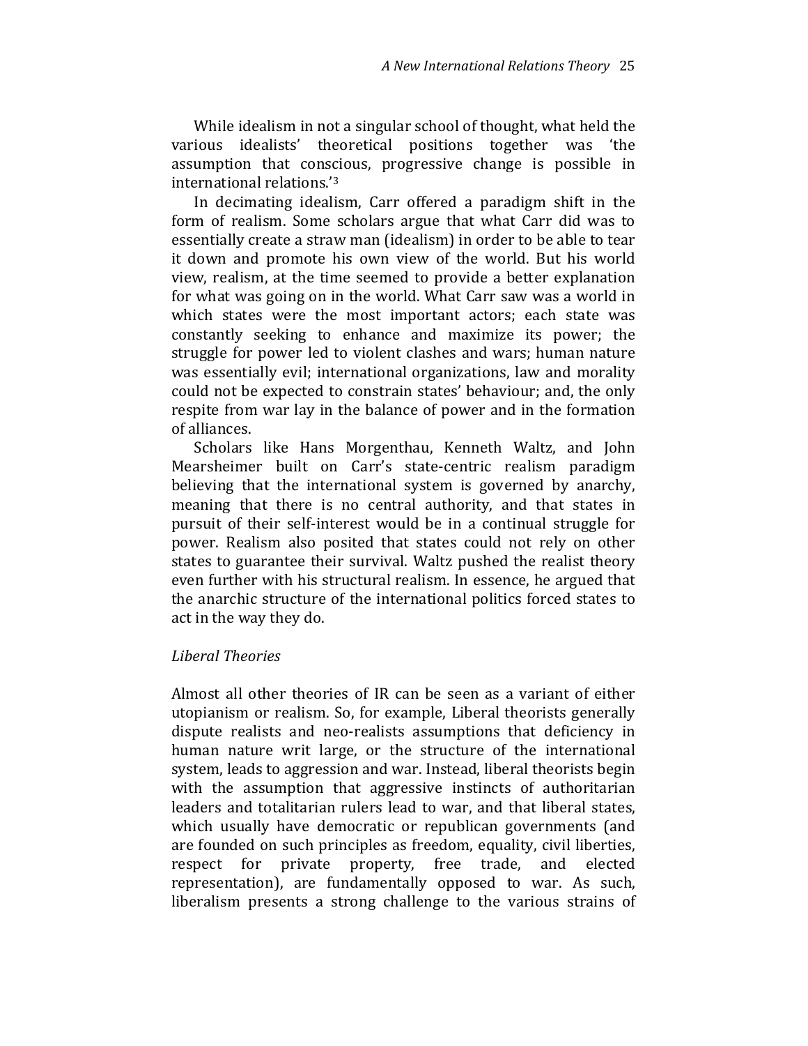While idealism in not a singular school of thought, what held the various idealists' theoretical positions together was 'the assumption that conscious, progressive change is possible in international relations.'[3]

In decimating idealism, Carr offered a paradigm shift in the form of realism. Some scholars argue that what Carr did was to essentially create a straw man (idealism) in order to be able to tear it down and promote his own view of the world. But his world view, realism, at the time seemed to provide a better explanation for what was going on in the world. What Carr saw was a world in which states were the most important actors; each state was constantly seeking to enhance and maximize its power; the struggle for power led to violent clashes and wars; human nature was essentially evil; international organizations, law and morality could not be expected to constrain states' behaviour; and, the only respite from war lay in the balance of power and in the formation of alliances.

Scholars like Hans Morgenthau, Kenneth Waltz, and John Mearsheimer built on Carr's state-centric realism paradigm believing that the international system is governed by anarchy, meaning that there is no central authority, and that states in pursuit of their self-interest would be in a continual struggle for power. Realism also posited that states could not rely on other states to guarantee their survival. Waltz pushed the realist theory even further with his structural realism. In essence, he argued that the anarchic structure of the international politics forced states to act in the way they do.

### *Liberal Theories*

Almost all other theories of IR can be seen as a variant of either utopianism or realism. So, for example, Liberal theorists generally dispute realists and neo-realists assumptions that deficiency in human nature writ large, or the structure of the international system, leads to aggression and war. Instead, liberal theorists begin with the assumption that aggressive instincts of authoritarian leaders and totalitarian rulers lead to war, and that liberal states, which usually have democratic or republican governments (and are founded on such principles as freedom, equality, civil liberties, respect for private property, free trade, and elected representation), are fundamentally opposed to war. As such, liberalism presents a strong challenge to the various strains of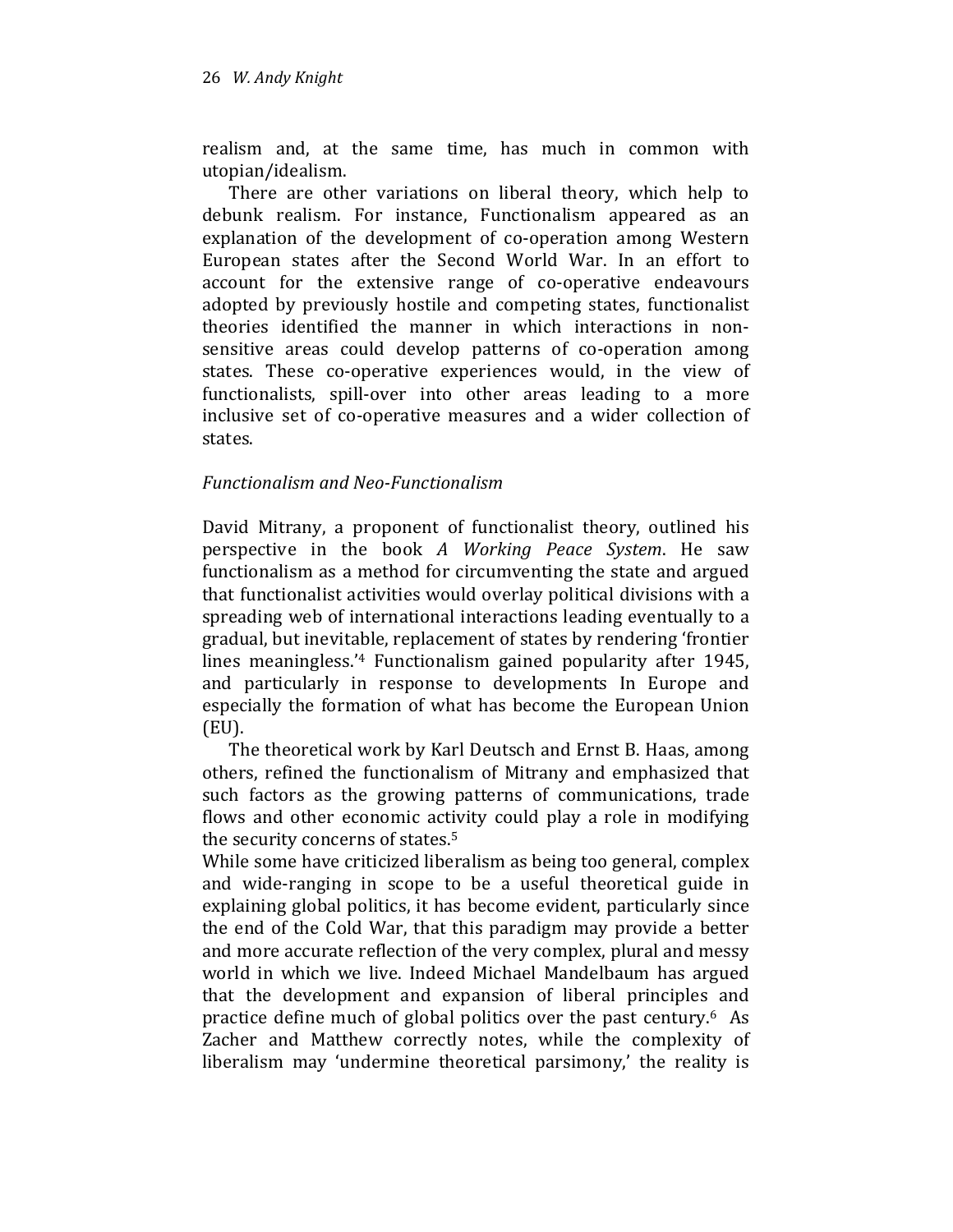realism and, at the same time, has much in common with utopian/idealism.

There are other variations on liberal theory, which help to debunk realism. For instance, Functionalism appeared as an explanation of the development of co-operation among Western European states after the Second World War. In an effort to account for the extensive range of co-operative endeavours adopted by previously hostile and competing states, functionalist theories identified the manner in which interactions in non-sensitive areas could develop patterns of co-operation among states. These co-operative experiences would, in the view of functionalists, spill-over into other areas leading to a more inclusive set of co-operative measures and a wider collection of states.

*Functionalism and Neo-Functionalism*

David Mitrany, a proponent of functionalist theory, outlined his perspective in the book *A Working Peace System*. He saw functionalism as a method for circumventing the state and argued that functionalist activities would overlay political divisions with a spreading web of international interactions leading eventually to a gradual, but inevitable, replacement of states by rendering 'frontier lines meaningless.'[4] Functionalism gained popularity after 1945, and particularly in response to developments In Europe and especially the formation of what has become the European Union (EU).

The theoretical work by Karl Deutsch and Ernst B. Haas, among others, refined the functionalism of Mitrany and emphasized that such factors as the growing patterns of communications, trade flows and other economic activity could play a role in modifying the security concerns of states.[5]

While some have criticized liberalism as being too general, complex and wide-ranging in scope to be a useful theoretical guide in explaining global politics, it has become evident, particularly since the end of the Cold War, that this paradigm may provide a better and more accurate reflection of the very complex, plural and messy world in which we live. Indeed Michael Mandelbaum has argued that the development and expansion of liberal principles and practice define much of global politics over the past century.[6] As Zacher and Matthew correctly notes, while the complexity of liberalism may 'undermine theoretical parsimony,' the reality is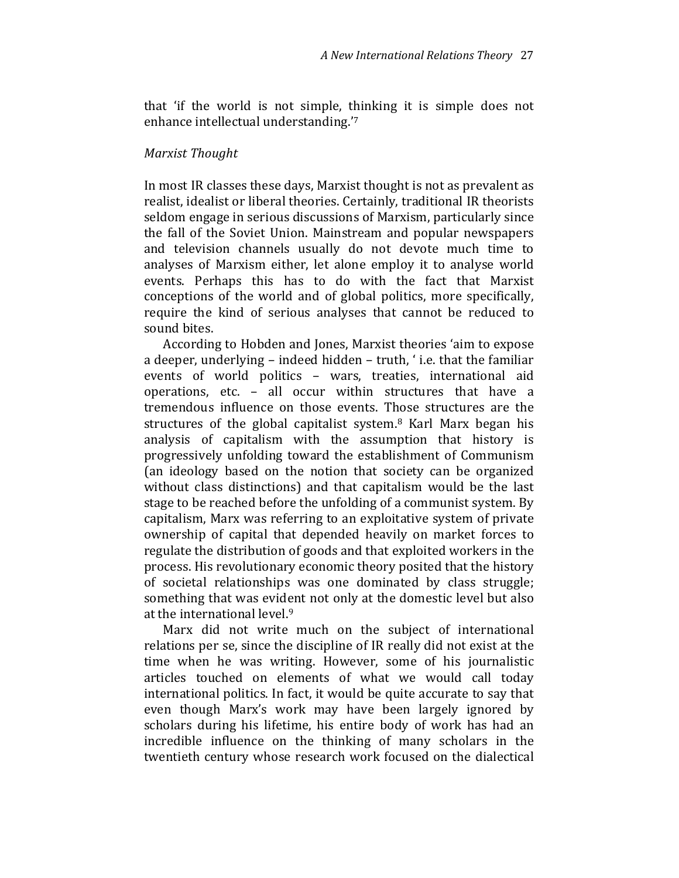that 'if the world is not simple, thinking it is simple does not enhance intellectual understanding.'[7]

*Marxist Thought*

In most IR classes these days, Marxist thought is not as prevalent as realist, idealist or liberal theories. Certainly, traditional IR theorists seldom engage in serious discussions of Marxism, particularly since the fall of the Soviet Union. Mainstream and popular newspapers and television channels usually do not devote much time to analyses of Marxism either, let alone employ it to analyse world events. Perhaps this has to do with the fact that Marxist conceptions of the world and of global politics, more specifically, require the kind of serious analyses that cannot be reduced to sound bites.

According to Hobden and Jones, Marxist theories 'aim to expose a deeper, underlying – indeed hidden – truth, ' i.e. that the familiar events of world politics – wars, treaties, international aid operations, etc. – all occur within structures that have a tremendous influence on those events. Those structures are the structures of the global capitalist system.[8] Karl Marx began his analysis of capitalism with the assumption that history is progressively unfolding toward the establishment of Communism (an ideology based on the notion that society can be organized without class distinctions) and that capitalism would be the last stage to be reached before the unfolding of a communist system. By capitalism, Marx was referring to an exploitative system of private ownership of capital that depended heavily on market forces to regulate the distribution of goods and that exploited workers in the process. His revolutionary economic theory posited that the history of societal relationships was one dominated by class struggle; something that was evident not only at the domestic level but also at the international level.[9]

Marx did not write much on the subject of international relations per se, since the discipline of IR really did not exist at the time when he was writing. However, some of his journalistic articles touched on elements of what we would call today international politics. In fact, it would be quite accurate to say that even though Marx's work may have been largely ignored by scholars during his lifetime, his entire body of work has had an incredible influence on the thinking of many scholars in the twentieth century whose research work focused on the dialectical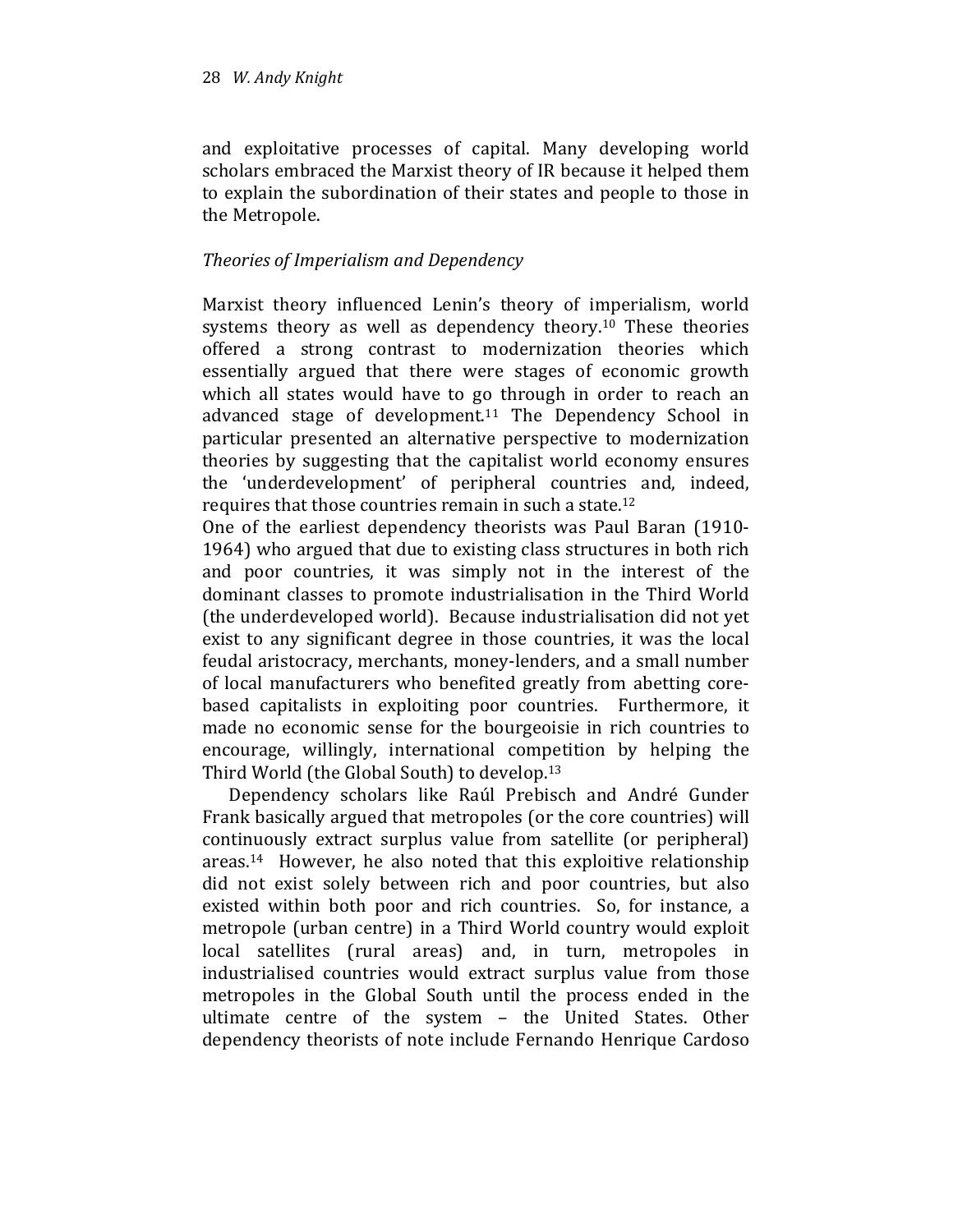and exploitative processes of capital. Many developing world scholars embraced the Marxist theory of IR because it helped them to explain the subordination of their states and people to those in the Metropole.

*Theories of Imperialism and Dependency*

Marxist theory influenced Lenin's theory of imperialism, world systems theory as well as dependency theory.[10] These theories offered a strong contrast to modernization theories which essentially argued that there were stages of economic growth which all states would have to go through in order to reach an advanced stage of development.[11] The Dependency School in particular presented an alternative perspective to modernization theories by suggesting that the capitalist world economy ensures the 'underdevelopment' of peripheral countries and, indeed, requires that those countries remain in such a state.[12]

One of the earliest dependency theorists was Paul Baran (1910-1964) who argued that due to existing class structures in both rich and poor countries, it was simply not in the interest of the dominant classes to promote industrialisation in the Third World (the underdeveloped world). Because industrialisation did not yet exist to any significant degree in those countries, it was the local feudal aristocracy, merchants, money-lenders, and a small number of local manufacturers who benefited greatly from abetting core-based capitalists in exploiting poor countries. Furthermore, it made no economic sense for the bourgeoisie in rich countries to encourage, willingly, international competition by helping the Third World (the Global South) to develop.[13]

Dependency scholars like Raúl Prebisch and André Gunder Frank basically argued that metropoles (or the core countries) will continuously extract surplus value from satellite (or peripheral) areas.[14] However, he also noted that this exploitive relationship did not exist solely between rich and poor countries, but also existed within both poor and rich countries. So, for instance, a metropole (urban centre) in a Third World country would exploit local satellites (rural areas) and, in turn, metropoles in industrialised countries would extract surplus value from those metropoles in the Global South until the process ended in the ultimate centre of the system – the United States. Other dependency theorists of note include Fernando Henrique Cardoso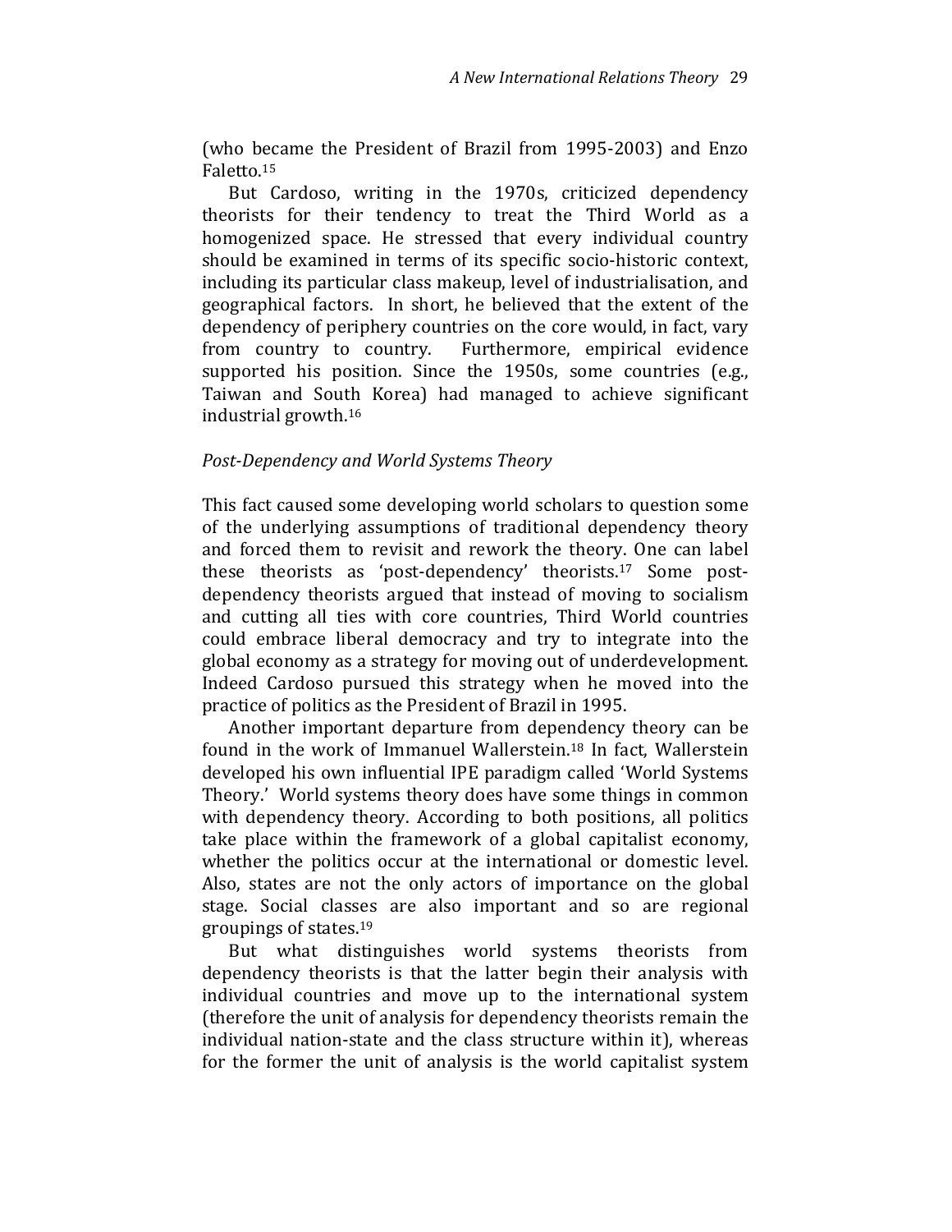(who became the President of Brazil from 1995-2003) and Enzo Faletto.[15]

But Cardoso, writing in the 1970s, criticized dependency theorists for their tendency to treat the Third World as a homogenized space. He stressed that every individual country should be examined in terms of its specific socio-historic context, including its particular class makeup, level of industrialisation, and geographical factors. In short, he believed that the extent of the dependency of periphery countries on the core would, in fact, vary from country to country. Furthermore, empirical evidence supported his position. Since the 1950s, some countries (e.g., Taiwan and South Korea) had managed to achieve significant industrial growth.[16]

*Post-Dependency and World Systems Theory*

This fact caused some developing world scholars to question some of the underlying assumptions of traditional dependency theory and forced them to revisit and rework the theory. One can label these theorists as 'post-dependency' theorists.[17] Some post-dependency theorists argued that instead of moving to socialism and cutting all ties with core countries, Third World countries could embrace liberal democracy and try to integrate into the global economy as a strategy for moving out of underdevelopment. Indeed Cardoso pursued this strategy when he moved into the practice of politics as the President of Brazil in 1995.

Another important departure from dependency theory can be found in the work of Immanuel Wallerstein.[18] In fact, Wallerstein developed his own influential IPE paradigm called 'World Systems Theory.' World systems theory does have some things in common with dependency theory. According to both positions, all politics take place within the framework of a global capitalist economy, whether the politics occur at the international or domestic level. Also, states are not the only actors of importance on the global stage. Social classes are also important and so are regional groupings of states.[19]

But what distinguishes world systems theorists from dependency theorists is that the latter begin their analysis with individual countries and move up to the international system (therefore the unit of analysis for dependency theorists remain the individual nation-state and the class structure within it), whereas for the former the unit of analysis is the world capitalist system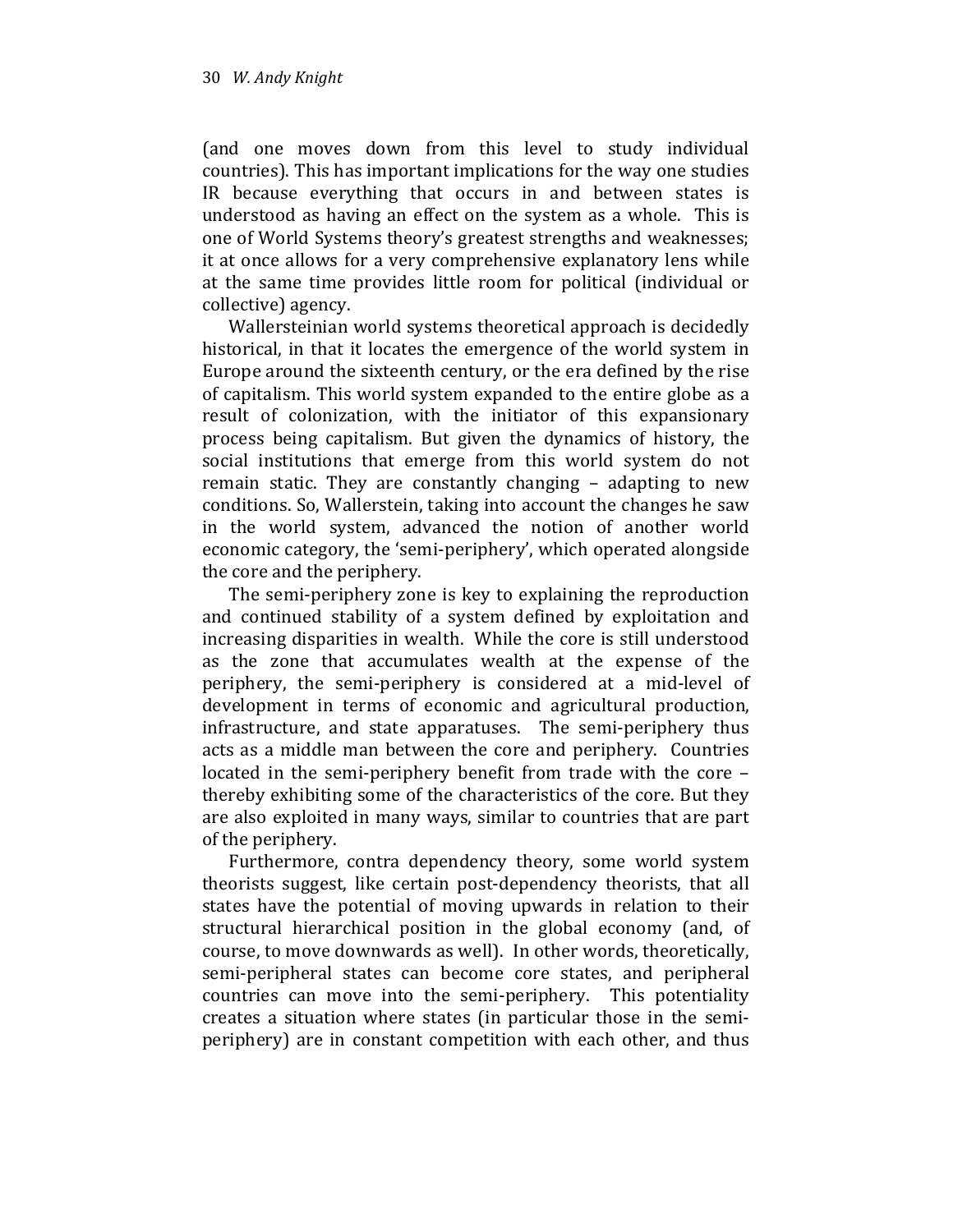(and one moves down from this level to study individual countries). This has important implications for the way one studies IR because everything that occurs in and between states is understood as having an effect on the system as a whole. This is one of World Systems theory's greatest strengths and weaknesses; it at once allows for a very comprehensive explanatory lens while at the same time provides little room for political (individual or collective) agency.

Wallersteinian world systems theoretical approach is decidedly historical, in that it locates the emergence of the world system in Europe around the sixteenth century, or the era defined by the rise of capitalism. This world system expanded to the entire globe as a result of colonization, with the initiator of this expansionary process being capitalism. But given the dynamics of history, the social institutions that emerge from this world system do not remain static. They are constantly changing – adapting to new conditions. So, Wallerstein, taking into account the changes he saw in the world system, advanced the notion of another world economic category, the 'semi-periphery', which operated alongside the core and the periphery.

The semi-periphery zone is key to explaining the reproduction and continued stability of a system defined by exploitation and increasing disparities in wealth. While the core is still understood as the zone that accumulates wealth at the expense of the periphery, the semi-periphery is considered at a mid-level of development in terms of economic and agricultural production, infrastructure, and state apparatuses. The semi-periphery thus acts as a middle man between the core and periphery. Countries located in the semi-periphery benefit from trade with the core – thereby exhibiting some of the characteristics of the core. But they are also exploited in many ways, similar to countries that are part of the periphery.

Furthermore, contra dependency theory, some world system theorists suggest, like certain post-dependency theorists, that all states have the potential of moving upwards in relation to their structural hierarchical position in the global economy (and, of course, to move downwards as well). In other words, theoretically, semi-peripheral states can become core states, and peripheral countries can move into the semi-periphery. This potentiality creates a situation where states (in particular those in the semi-periphery) are in constant competition with each other, and thus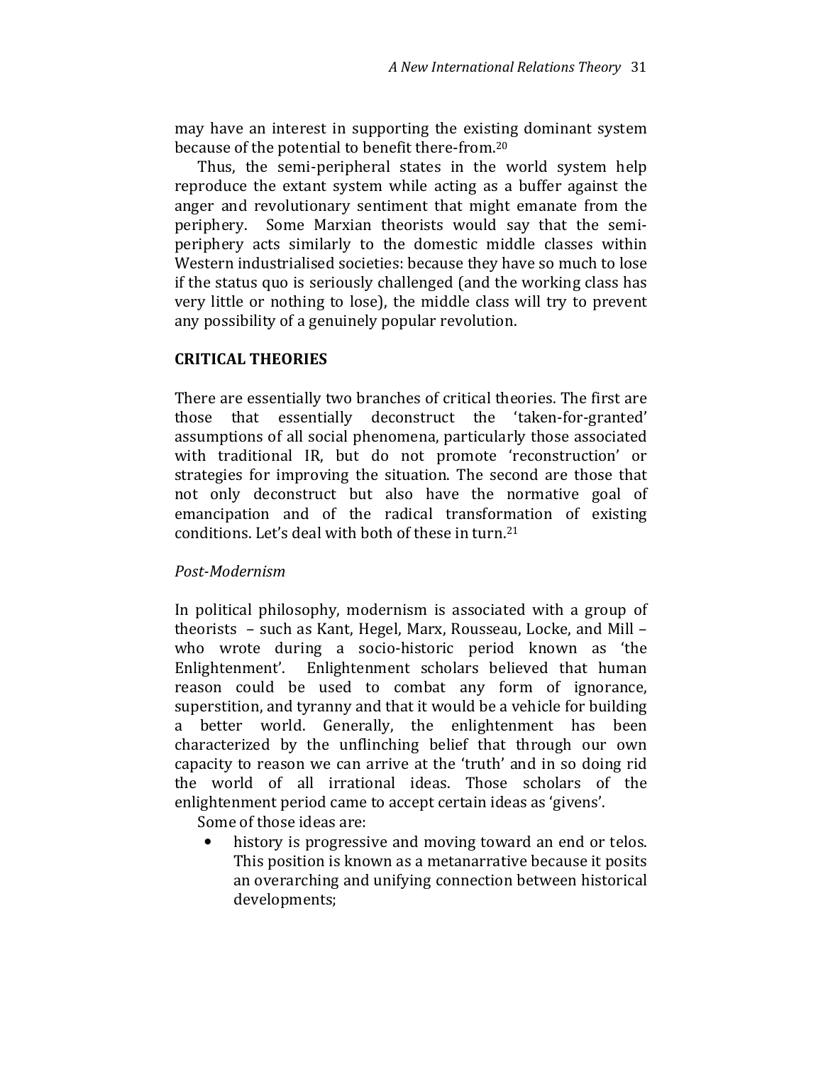may have an interest in supporting the existing dominant system because of the potential to benefit there-from.[20]

Thus, the semi-peripheral states in the world system help reproduce the extant system while acting as a buffer against the anger and revolutionary sentiment that might emanate from the periphery. Some Marxian theorists would say that the semi-periphery acts similarly to the domestic middle classes within Western industrialised societies: because they have so much to lose if the status quo is seriously challenged (and the working class has very little or nothing to lose), the middle class will try to prevent any possibility of a genuinely popular revolution.

## CRITICAL THEORIES

There are essentially two branches of critical theories. The first are those that essentially deconstruct the 'taken-for-granted' assumptions of all social phenomena, particularly those associated with traditional IR, but do not promote 'reconstruction' or strategies for improving the situation. The second are those that not only deconstruct but also have the normative goal of emancipation and of the radical transformation of existing conditions. Let's deal with both of these in turn.[21]

### *Post-Modernism*

In political philosophy, modernism is associated with a group of theorists – such as Kant, Hegel, Marx, Rousseau, Locke, and Mill – who wrote during a socio-historic period known as 'the Enlightenment'. Enlightenment scholars believed that human reason could be used to combat any form of ignorance, superstition, and tyranny and that it would be a vehicle for building a better world. Generally, the enlightenment has been characterized by the unflinching belief that through our own capacity to reason we can arrive at the 'truth' and in so doing rid the world of all irrational ideas. Those scholars of the enlightenment period came to accept certain ideas as 'givens'.

Some of those ideas are:

- history is progressive and moving toward an end or telos. This position is known as a metanarrative because it posits an overarching and unifying connection between historical developments;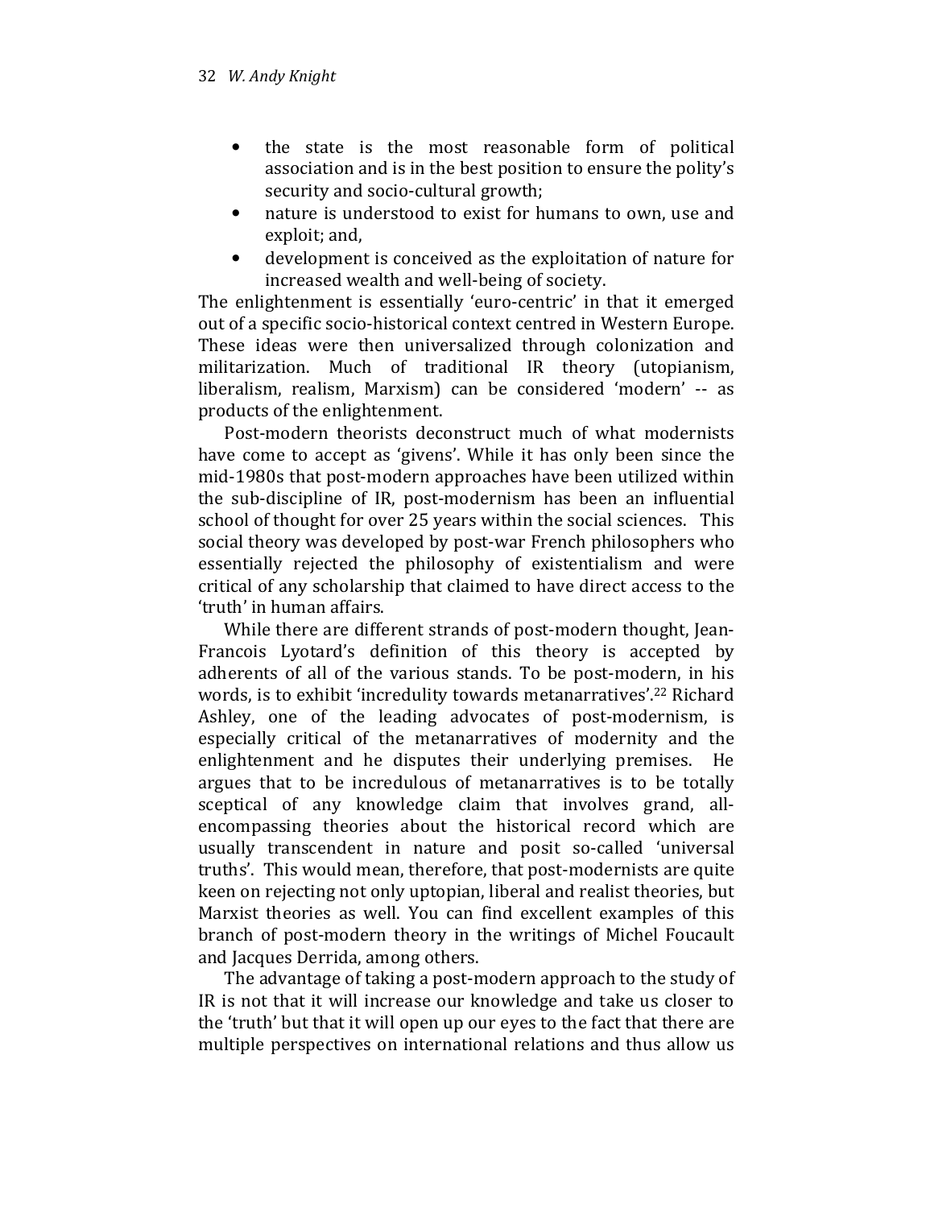- the state is the most reasonable form of political association and is in the best position to ensure the polity's security and socio-cultural growth;
- nature is understood to exist for humans to own, use and exploit; and,
- development is conceived as the exploitation of nature for increased wealth and well-being of society.

The enlightenment is essentially 'euro-centric' in that it emerged out of a specific socio-historical context centred in Western Europe. These ideas were then universalized through colonization and militarization. Much of traditional IR theory (utopianism, liberalism, realism, Marxism) can be considered 'modern' -- as products of the enlightenment.

Post-modern theorists deconstruct much of what modernists have come to accept as 'givens'. While it has only been since the mid-1980s that post-modern approaches have been utilized within the sub-discipline of IR, post-modernism has been an influential school of thought for over 25 years within the social sciences. This social theory was developed by post-war French philosophers who essentially rejected the philosophy of existentialism and were critical of any scholarship that claimed to have direct access to the 'truth' in human affairs.

While there are different strands of post-modern thought, Jean-Francois Lyotard's definition of this theory is accepted by adherents of all of the various stands. To be post-modern, in his words, is to exhibit 'incredulity towards metanarratives'.[22] Richard Ashley, one of the leading advocates of post-modernism, is especially critical of the metanarratives of modernity and the enlightenment and he disputes their underlying premises. He argues that to be incredulous of metanarratives is to be totally sceptical of any knowledge claim that involves grand, all-encompassing theories about the historical record which are usually transcendent in nature and posit so-called 'universal truths'. This would mean, therefore, that post-modernists are quite keen on rejecting not only uptopian, liberal and realist theories, but Marxist theories as well. You can find excellent examples of this branch of post-modern theory in the writings of Michel Foucault and Jacques Derrida, among others.

The advantage of taking a post-modern approach to the study of IR is not that it will increase our knowledge and take us closer to the 'truth' but that it will open up our eyes to the fact that there are multiple perspectives on international relations and thus allow us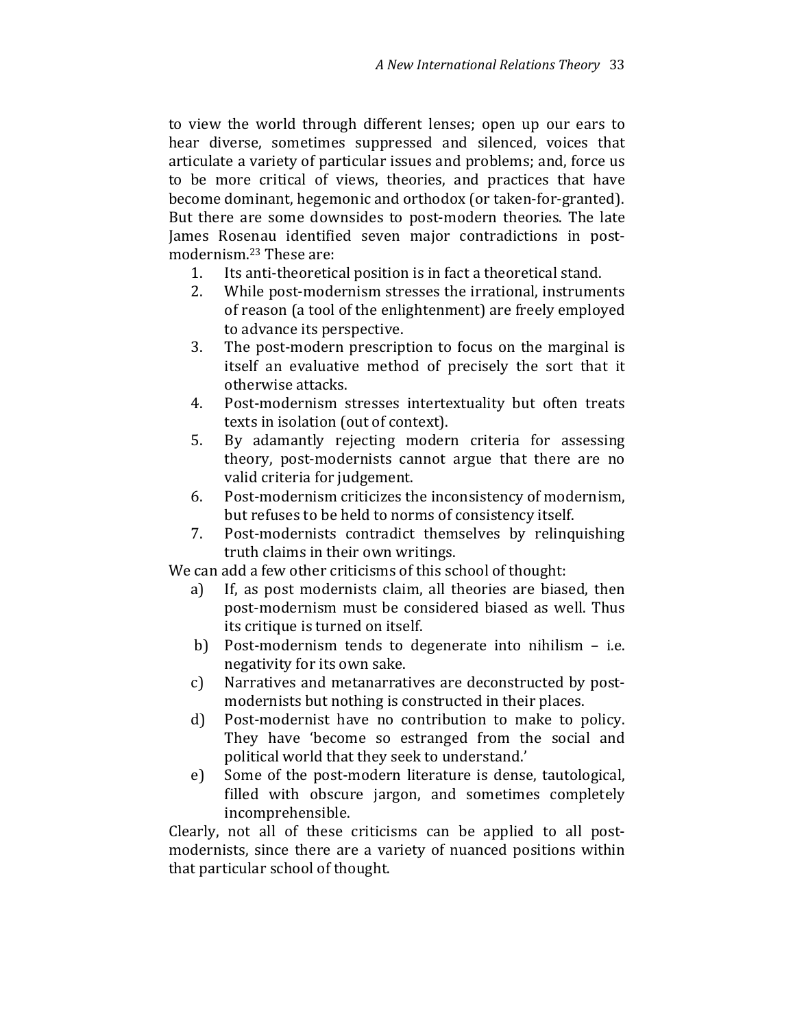to view the world through different lenses; open up our ears to hear diverse, sometimes suppressed and silenced, voices that articulate a variety of particular issues and problems; and, force us to be more critical of views, theories, and practices that have become dominant, hegemonic and orthodox (or taken-for-granted). But there are some downsides to post-modern theories. The late James Rosenau identified seven major contradictions in post-modernism.[23] These are:

1. Its anti-theoretical position is in fact a theoretical stand.
2. While post-modernism stresses the irrational, instruments of reason (a tool of the enlightenment) are freely employed to advance its perspective.
3. The post-modern prescription to focus on the marginal is itself an evaluative method of precisely the sort that it otherwise attacks.
4. Post-modernism stresses intertextuality but often treats texts in isolation (out of context).
5. By adamantly rejecting modern criteria for assessing theory, post-modernists cannot argue that there are no valid criteria for judgement.
6. Post-modernism criticizes the inconsistency of modernism, but refuses to be held to norms of consistency itself.
7. Post-modernists contradict themselves by relinquishing truth claims in their own writings.

We can add a few other criticisms of this school of thought:

a) If, as post modernists claim, all theories are biased, then post-modernism must be considered biased as well. Thus its critique is turned on itself.
b) Post-modernism tends to degenerate into nihilism – i.e. negativity for its own sake.
c) Narratives and metanarratives are deconstructed by post-modernists but nothing is constructed in their places.
d) Post-modernist have no contribution to make to policy. They have 'become so estranged from the social and political world that they seek to understand.'
e) Some of the post-modern literature is dense, tautological, filled with obscure jargon, and sometimes completely incomprehensible.

Clearly, not all of these criticisms can be applied to all post-modernists, since there are a variety of nuanced positions within that particular school of thought.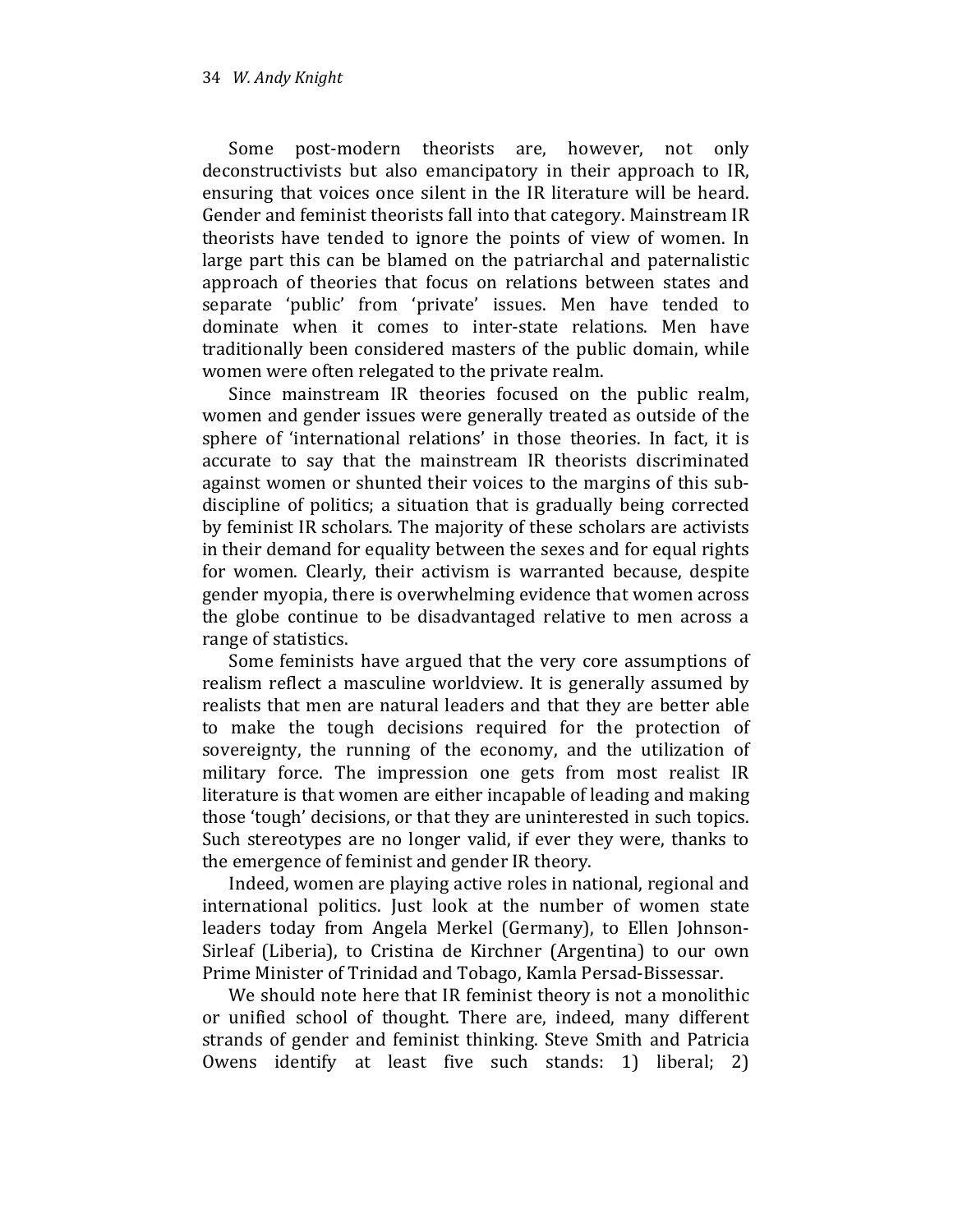Some post-modern theorists are, however, not only deconstructivists but also emancipatory in their approach to IR, ensuring that voices once silent in the IR literature will be heard. Gender and feminist theorists fall into that category. Mainstream IR theorists have tended to ignore the points of view of women. In large part this can be blamed on the patriarchal and paternalistic approach of theories that focus on relations between states and separate 'public' from 'private' issues. Men have tended to dominate when it comes to inter-state relations. Men have traditionally been considered masters of the public domain, while women were often relegated to the private realm.

Since mainstream IR theories focused on the public realm, women and gender issues were generally treated as outside of the sphere of 'international relations' in those theories. In fact, it is accurate to say that the mainstream IR theorists discriminated against women or shunted their voices to the margins of this sub-discipline of politics; a situation that is gradually being corrected by feminist IR scholars. The majority of these scholars are activists in their demand for equality between the sexes and for equal rights for women. Clearly, their activism is warranted because, despite gender myopia, there is overwhelming evidence that women across the globe continue to be disadvantaged relative to men across a range of statistics.

Some feminists have argued that the very core assumptions of realism reflect a masculine worldview. It is generally assumed by realists that men are natural leaders and that they are better able to make the tough decisions required for the protection of sovereignty, the running of the economy, and the utilization of military force. The impression one gets from most realist IR literature is that women are either incapable of leading and making those 'tough' decisions, or that they are uninterested in such topics. Such stereotypes are no longer valid, if ever they were, thanks to the emergence of feminist and gender IR theory.

Indeed, women are playing active roles in national, regional and international politics. Just look at the number of women state leaders today from Angela Merkel (Germany), to Ellen Johnson-Sirleaf (Liberia), to Cristina de Kirchner (Argentina) to our own Prime Minister of Trinidad and Tobago, Kamla Persad-Bissessar.

We should note here that IR feminist theory is not a monolithic or unified school of thought. There are, indeed, many different strands of gender and feminist thinking. Steve Smith and Patricia Owens identify at least five such stands: 1) liberal; 2)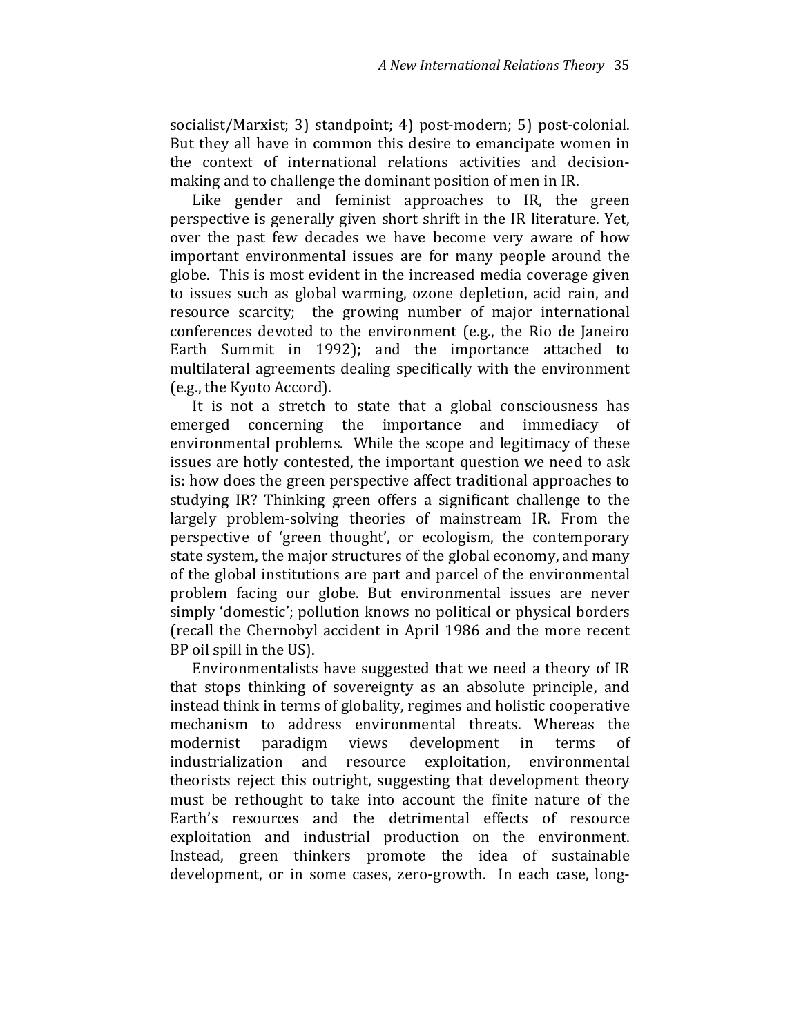socialist/Marxist; 3) standpoint; 4) post-modern; 5) post-colonial. But they all have in common this desire to emancipate women in the context of international relations activities and decision-making and to challenge the dominant position of men in IR.

Like gender and feminist approaches to IR, the green perspective is generally given short shrift in the IR literature. Yet, over the past few decades we have become very aware of how important environmental issues are for many people around the globe. This is most evident in the increased media coverage given to issues such as global warming, ozone depletion, acid rain, and resource scarcity; the growing number of major international conferences devoted to the environment (e.g., the Rio de Janeiro Earth Summit in 1992); and the importance attached to multilateral agreements dealing specifically with the environment (e.g., the Kyoto Accord).

It is not a stretch to state that a global consciousness has emerged concerning the importance and immediacy of environmental problems. While the scope and legitimacy of these issues are hotly contested, the important question we need to ask is: how does the green perspective affect traditional approaches to studying IR? Thinking green offers a significant challenge to the largely problem-solving theories of mainstream IR. From the perspective of 'green thought', or ecologism, the contemporary state system, the major structures of the global economy, and many of the global institutions are part and parcel of the environmental problem facing our globe. But environmental issues are never simply 'domestic'; pollution knows no political or physical borders (recall the Chernobyl accident in April 1986 and the more recent BP oil spill in the US).

Environmentalists have suggested that we need a theory of IR that stops thinking of sovereignty as an absolute principle, and instead think in terms of globality, regimes and holistic cooperative mechanism to address environmental threats. Whereas the modernist paradigm views development in terms of industrialization and resource exploitation, environmental theorists reject this outright, suggesting that development theory must be rethought to take into account the finite nature of the Earth's resources and the detrimental effects of resource exploitation and industrial production on the environment. Instead, green thinkers promote the idea of sustainable development, or in some cases, zero-growth. In each case, long-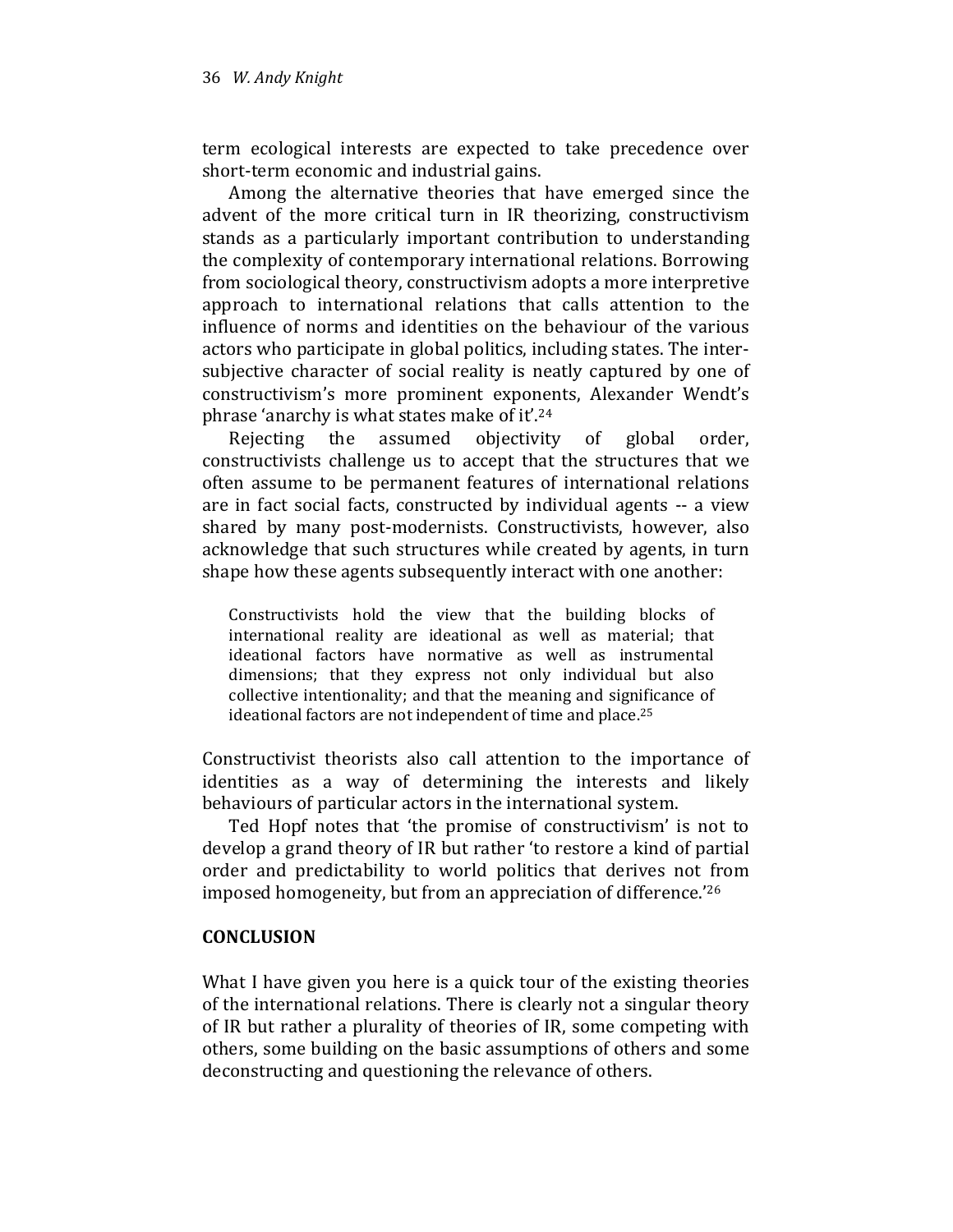term ecological interests are expected to take precedence over short-term economic and industrial gains.

Among the alternative theories that have emerged since the advent of the more critical turn in IR theorizing, constructivism stands as a particularly important contribution to understanding the complexity of contemporary international relations. Borrowing from sociological theory, constructivism adopts a more interpretive approach to international relations that calls attention to the influence of norms and identities on the behaviour of the various actors who participate in global politics, including states. The inter-subjective character of social reality is neatly captured by one of constructivism's more prominent exponents, Alexander Wendt's phrase 'anarchy is what states make of it'.[24]

Rejecting the assumed objectivity of global order, constructivists challenge us to accept that the structures that we often assume to be permanent features of international relations are in fact social facts, constructed by individual agents -- a view shared by many post-modernists. Constructivists, however, also acknowledge that such structures while created by agents, in turn shape how these agents subsequently interact with one another:

> Constructivists hold the view that the building blocks of international reality are ideational as well as material; that ideational factors have normative as well as instrumental dimensions; that they express not only individual but also collective intentionality; and that the meaning and significance of ideational factors are not independent of time and place.[25]

Constructivist theorists also call attention to the importance of identities as a way of determining the interests and likely behaviours of particular actors in the international system.

Ted Hopf notes that 'the promise of constructivism' is not to develop a grand theory of IR but rather 'to restore a kind of partial order and predictability to world politics that derives not from imposed homogeneity, but from an appreciation of difference.'[26]

## CONCLUSION

What I have given you here is a quick tour of the existing theories of the international relations. There is clearly not a singular theory of IR but rather a plurality of theories of IR, some competing with others, some building on the basic assumptions of others and some deconstructing and questioning the relevance of others.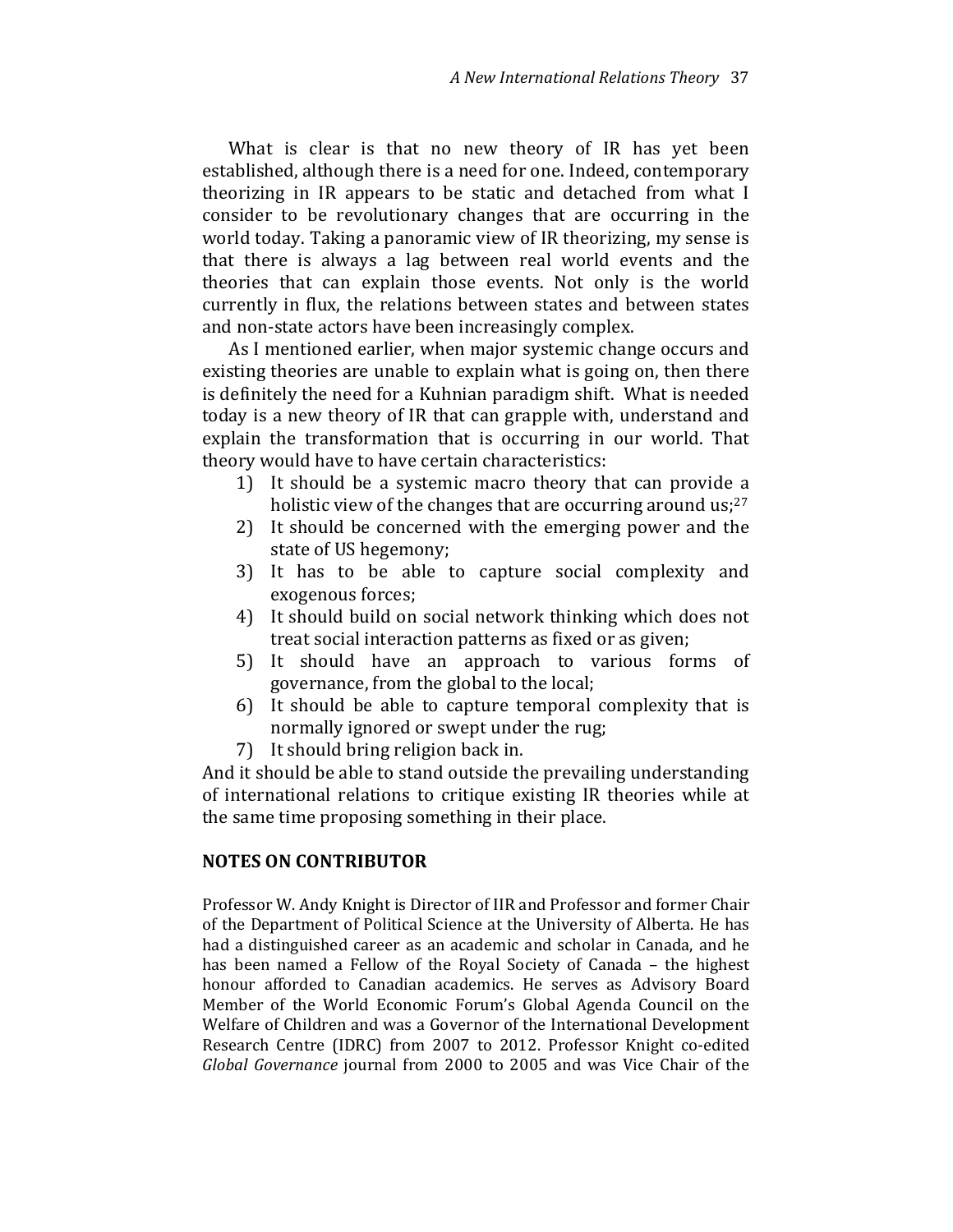What is clear is that no new theory of IR has yet been established, although there is a need for one. Indeed, contemporary theorizing in IR appears to be static and detached from what I consider to be revolutionary changes that are occurring in the world today. Taking a panoramic view of IR theorizing, my sense is that there is always a lag between real world events and the theories that can explain those events. Not only is the world currently in flux, the relations between states and between states and non-state actors have been increasingly complex.

As I mentioned earlier, when major systemic change occurs and existing theories are unable to explain what is going on, then there is definitely the need for a Kuhnian paradigm shift. What is needed today is a new theory of IR that can grapple with, understand and explain the transformation that is occurring in our world. That theory would have to have certain characteristics:

1) It should be a systemic macro theory that can provide a holistic view of the changes that are occurring around us;[27]
2) It should be concerned with the emerging power and the state of US hegemony;
3) It has to be able to capture social complexity and exogenous forces;
4) It should build on social network thinking which does not treat social interaction patterns as fixed or as given;
5) It should have an approach to various forms of governance, from the global to the local;
6) It should be able to capture temporal complexity that is normally ignored or swept under the rug;
7) It should bring religion back in.

And it should be able to stand outside the prevailing understanding of international relations to critique existing IR theories while at the same time proposing something in their place.

## NOTES ON CONTRIBUTOR

Professor W. Andy Knight is Director of IIR and Professor and former Chair of the Department of Political Science at the University of Alberta. He has had a distinguished career as an academic and scholar in Canada, and he has been named a Fellow of the Royal Society of Canada – the highest honour afforded to Canadian academics. He serves as Advisory Board Member of the World Economic Forum's Global Agenda Council on the Welfare of Children and was a Governor of the International Development Research Centre (IDRC) from 2007 to 2012. Professor Knight co-edited *Global Governance* journal from 2000 to 2005 and was Vice Chair of the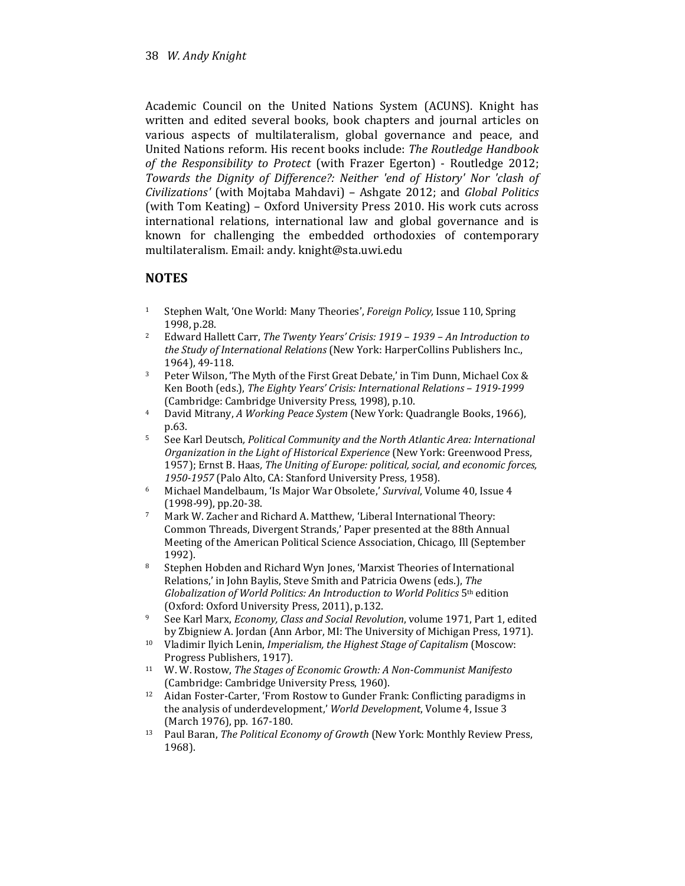Academic Council on the United Nations System (ACUNS). Knight has written and edited several books, book chapters and journal articles on various aspects of multilateralism, global governance and peace, and United Nations reform. His recent books include: *The Routledge Handbook of the Responsibility to Protect* (with Frazer Egerton) - Routledge 2012; *Towards the Dignity of Difference?: Neither 'end of History' Nor 'clash of Civilizations'* (with Mojtaba Mahdavi) – Ashgate 2012; and *Global Politics* (with Tom Keating) – Oxford University Press 2010. His work cuts across international relations, international law and global governance and is known for challenging the embedded orthodoxies of contemporary multilateralism. Email: andy. knight@sta.uwi.edu

## NOTES

1. Stephen Walt, 'One World: Many Theories', *Foreign Policy,* Issue 110, Spring 1998, p.28.
2. Edward Hallett Carr, *The Twenty Years' Crisis: 1919 – 1939 – An Introduction to the Study of International Relations* (New York: HarperCollins Publishers Inc., 1964), 49-118.
3. Peter Wilson, 'The Myth of the First Great Debate,' in Tim Dunn, Michael Cox & Ken Booth (eds.), *The Eighty Years' Crisis: International Relations – 1919-1999* (Cambridge: Cambridge University Press, 1998), p.10.
4. David Mitrany, *A Working Peace System* (New York: Quadrangle Books, 1966), p.63.
5. See Karl Deutsch*, Political Community and the North Atlantic Area: International Organization in the Light of Historical Experience* (New York: Greenwood Press, 1957); Ernst B. Haas*, The Uniting of Europe: political, social, and economic forces, 1950-1957* (Palo Alto, CA: Stanford University Press, 1958).
6. Michael Mandelbaum, 'Is Major War Obsolete,' *Survival*, Volume 40, Issue 4 (1998-99), pp.20-38.
7. Mark W. Zacher and Richard A. Matthew, 'Liberal International Theory: Common Threads, Divergent Strands,' Paper presented at the 88th Annual Meeting of the American Political Science Association, Chicago, Ill (September 1992).
8. Stephen Hobden and Richard Wyn Jones, 'Marxist Theories of International Relations,' in John Baylis, Steve Smith and Patricia Owens (eds.), *The Globalization of World Politics: An Introduction to World Politics* 5th edition (Oxford: Oxford University Press, 2011), p.132.
9. See Karl Marx, *Economy, Class and Social Revolution*, volume 1971, Part 1, edited by Zbigniew A. Jordan (Ann Arbor, MI: The University of Michigan Press, 1971).
10. Vladimir Ilyich Lenin, *Imperialism, the Highest Stage of Capitalism* (Moscow: Progress Publishers, 1917).
11. W. W. Rostow, *The Stages of Economic Growth: A Non-Communist Manifesto* (Cambridge: Cambridge University Press, 1960).
12. Aidan Foster-Carter, 'From Rostow to Gunder Frank: Conflicting paradigms in the analysis of underdevelopment,' *World Development*, Volume 4, Issue 3 (March 1976), pp. 167-180.
13. Paul Baran, *The Political Economy of Growth* (New York: Monthly Review Press, 1968).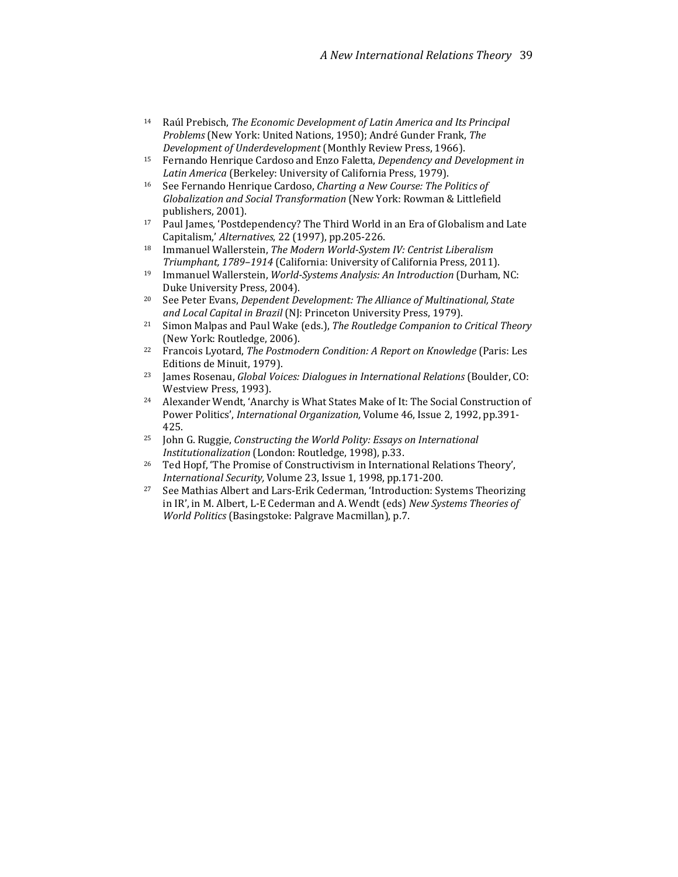14 Raúl Prebisch, *The Economic Development of Latin America and Its Principal Problems* (New York: United Nations, 1950); André Gunder Frank, *The Development of Underdevelopment* (Monthly Review Press, 1966).

15 Fernando Henrique Cardoso and Enzo Faletta, *Dependency and Development in Latin America* (Berkeley: University of California Press, 1979).

16 See Fernando Henrique Cardoso, *Charting a New Course: The Politics of Globalization and Social Transformation* (New York: Rowman & Littlefield publishers, 2001).

17 Paul James, 'Postdependency? The Third World in an Era of Globalism and Late Capitalism,' *Alternatives*, 22 (1997), pp.205-226.

18 Immanuel Wallerstein, *The Modern World-System IV: Centrist Liberalism Triumphant, 1789–1914* (California: University of California Press, 2011).

19 Immanuel Wallerstein, *World-Systems Analysis: An Introduction* (Durham, NC: Duke University Press, 2004).

20 See Peter Evans, *Dependent Development: The Alliance of Multinational, State and Local Capital in Brazil* (NJ: Princeton University Press, 1979).

21 Simon Malpas and Paul Wake (eds.), *The Routledge Companion to Critical Theory* (New York: Routledge, 2006).

22 Francois Lyotard, *The Postmodern Condition: A Report on Knowledge* (Paris: Les Editions de Minuit, 1979).

23 James Rosenau, *Global Voices: Dialogues in International Relations* (Boulder, CO: Westview Press, 1993).

24 Alexander Wendt, 'Anarchy is What States Make of It: The Social Construction of Power Politics', *International Organization,* Volume 46, Issue 2, 1992, pp.391-425.

25 John G. Ruggie, *Constructing the World Polity: Essays on International Institutionalization* (London: Routledge, 1998), p.33.

26 Ted Hopf, 'The Promise of Constructivism in International Relations Theory', *International Security,* Volume 23, Issue 1, 1998, pp.171-200.

27 See Mathias Albert and Lars-Erik Cederman, 'Introduction: Systems Theorizing in IR', in M. Albert, L-E Cederman and A. Wendt (eds) *New Systems Theories of World Politics* (Basingstoke: Palgrave Macmillan), p.7.